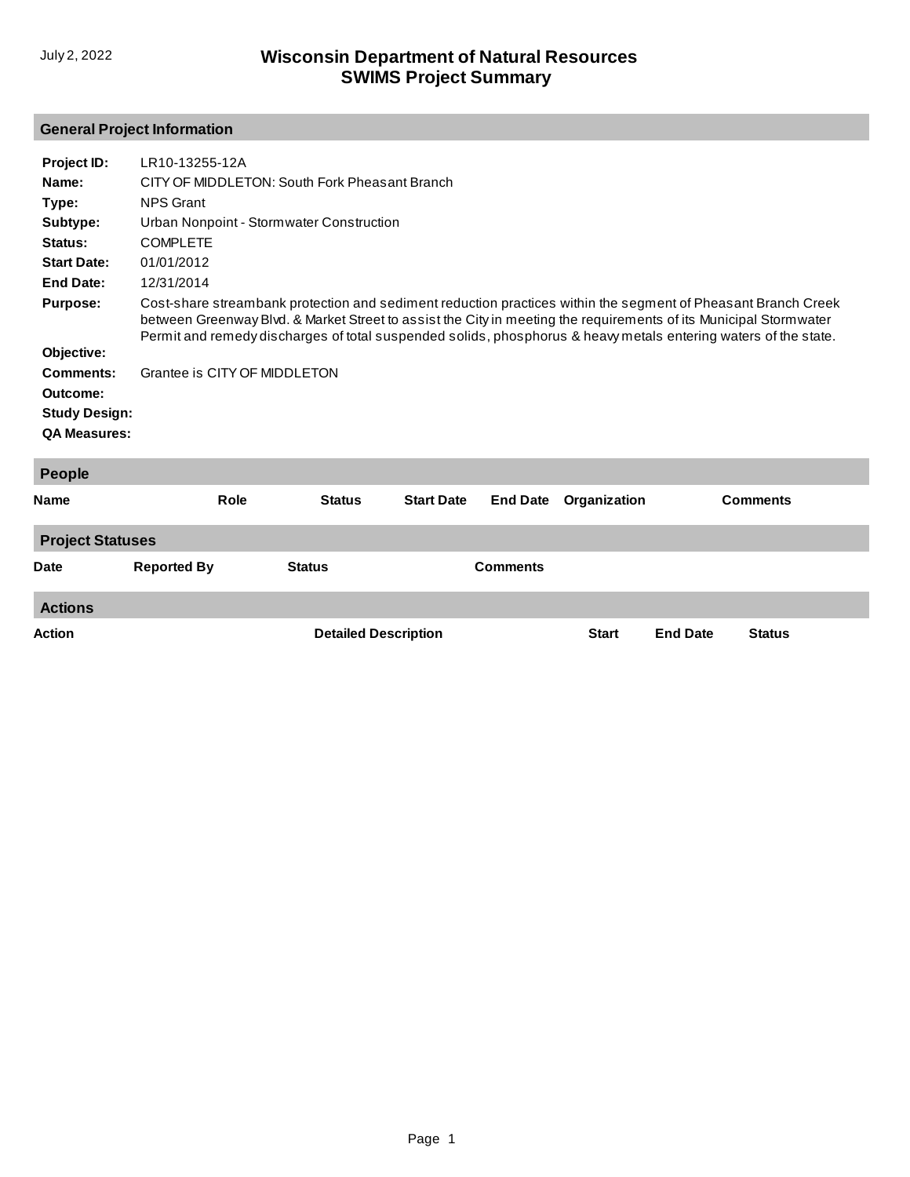July 2, 2022

# Wisconsin Department of Natural Resources
# SWIMS Project Summary

## General Project Information

**Project ID:** LR10-13255-12A

**Name:** CITY OF MIDDLETON: South Fork Pheasant Branch

**Type:** NPS Grant

**Subtype:** Urban Nonpoint - Stormwater Construction

**Status:** COMPLETE

**Start Date:** 01/01/2012

**End Date:** 12/31/2014

**Purpose:** Cost-share streambank protection and sediment reduction practices within the segment of Pheasant Branch Creek between Greenway Blvd. & Market Street to assist the City in meeting the requirements of its Municipal Stormwater Permit and remedy discharges of total suspended solids, phosphorus & heavy metals entering waters of the state.

**Objective:**

**Comments:** Grantee is CITY OF MIDDLETON

**Outcome:**

**Study Design:**

**QA Measures:**

## People

| Name | Role | Status | Start Date | End Date | Organization | Comments |
|---|---|---|---|---|---|---|

## Project Statuses

| Date | Reported By | Status | Comments |
|---|---|---|---|

## Actions

| Action | Detailed Description | Start | End Date | Status |
|---|---|---|---|---|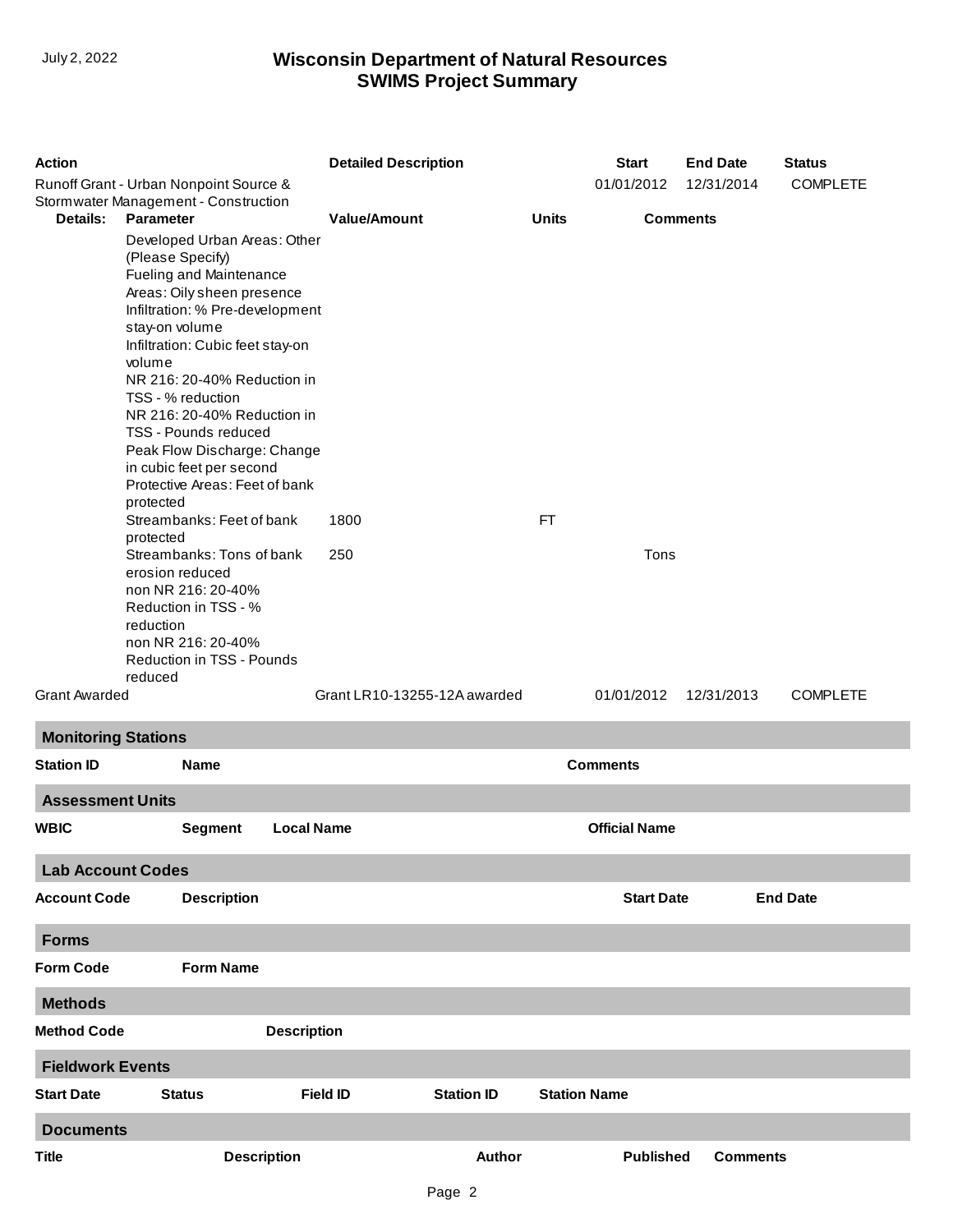| Action | Detailed Description | Start | End Date | Status |
|---|---|---|---|---|
| Runoff Grant - Urban Nonpoint Source & Stormwater Management - Construction | | 01/01/2012 | 12/31/2014 | COMPLETE |

**Details:**

| Parameter | Value/Amount | Units | Comments |
|---|---|---|---|
| Developed Urban Areas: Other (Please Specify) | | | |
| Fueling and Maintenance Areas: Oily sheen presence | | | |
| Infiltration: % Pre-development stay-on volume | | | |
| Infiltration: Cubic feet stay-on volume | | | |
| NR 216: 20-40% Reduction in TSS - % reduction | | | |
| NR 216: 20-40% Reduction in TSS - Pounds reduced | | | |
| Peak Flow Discharge: Change in cubic feet per second | | | |
| Protective Areas: Feet of bank protected | | | |
| Streambanks: Feet of bank protected | 1800 | FT | |
| Streambanks: Tons of bank erosion reduced | 250 | | Tons |
| non NR 216: 20-40% Reduction in TSS - % reduction | | | |
| non NR 216: 20-40% Reduction in TSS - Pounds reduced | | | |

| Action | Detailed Description | Start | End Date | Status |
|---|---|---|---|---|
| Grant Awarded | Grant LR10-13255-12A awarded | 01/01/2012 | 12/31/2013 | COMPLETE |

## Monitoring Stations

| Station ID | Name | Comments |
|---|---|---|

## Assessment Units

| WBIC | Segment | Local Name | Official Name |
|---|---|---|---|

## Lab Account Codes

| Account Code | Description | Start Date | End Date |
|---|---|---|---|

## Forms

| Form Code | Form Name |
|---|---|

## Methods

| Method Code | Description |
|---|---|

## Fieldwork Events

| Start Date | Status | Field ID | Station ID | Station Name |
|---|---|---|---|---|

## Documents

| Title | Description | Author | Published | Comments |
|---|---|---|---|---|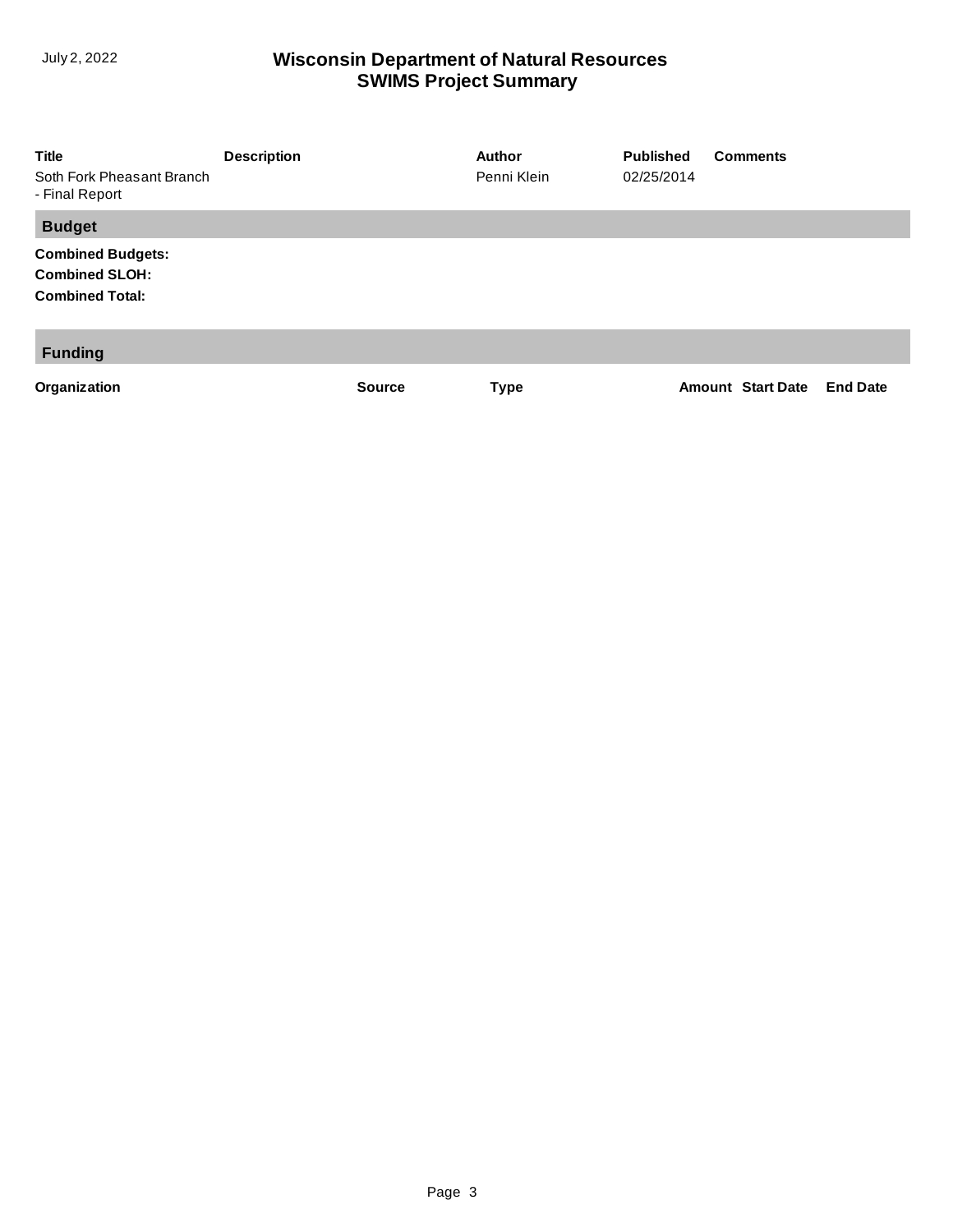| Title | Description | Author | Published | Comments |
| --- | --- | --- | --- | --- |
| Soth Fork Pheasant Branch - Final Report | | Penni Klein | 02/25/2014 | |

## Budget

**Combined Budgets:**

**Combined SLOH:**

**Combined Total:**

## Funding

| Organization | Source | Type | Amount | Start Date | End Date |
| --- | --- | --- | --- | --- | --- |